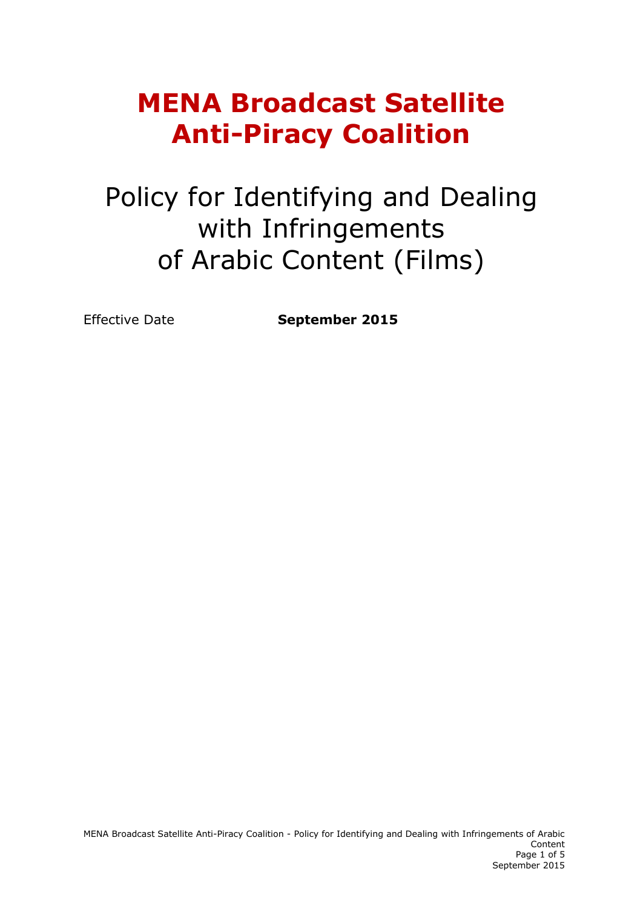# MENA Broadcast Satellite Anti-Piracy Coalition

## Policy for Identifying and Dealing with Infringements of Arabic Content (Films)

Effective Date **September 2015**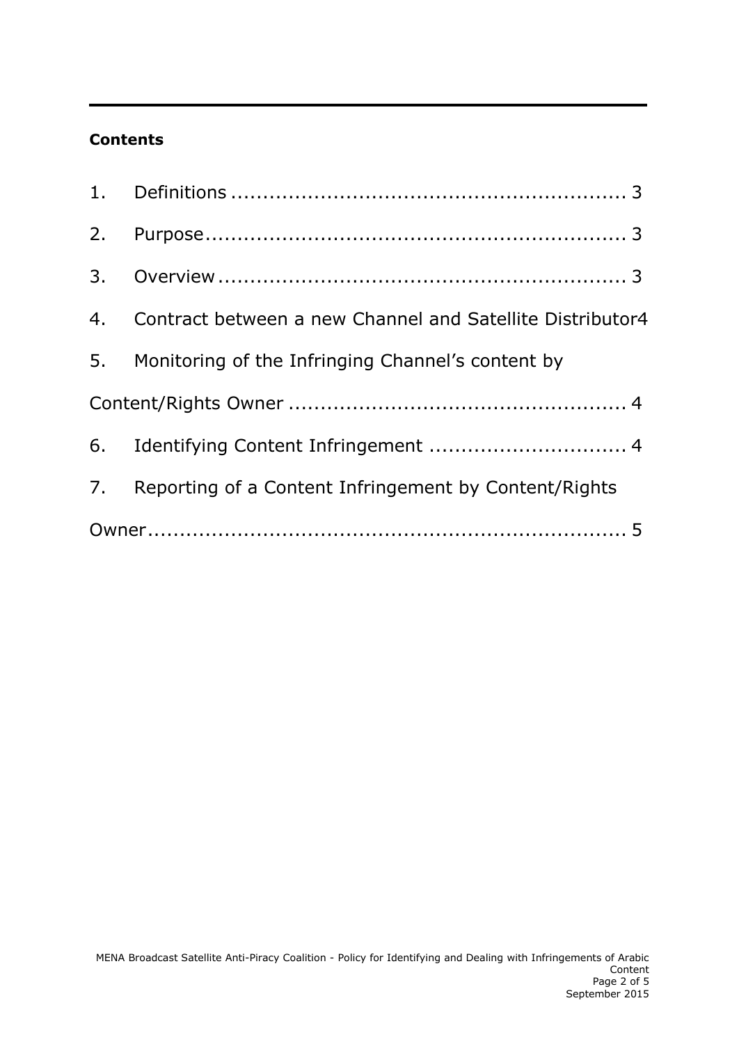**Contents**

1. Definitions ........................................................... 3
2. Purpose................................................................ 3
3. Overview .............................................................. 3
4. Contract between a new Channel and Satellite Distributor4
5. Monitoring of the Infringing Channel's content by Content/Rights Owner .................................................... 4
6. Identifying Content Infringement ............................... 4
7. Reporting of a Content Infringement by Content/Rights Owner........................................................................ 5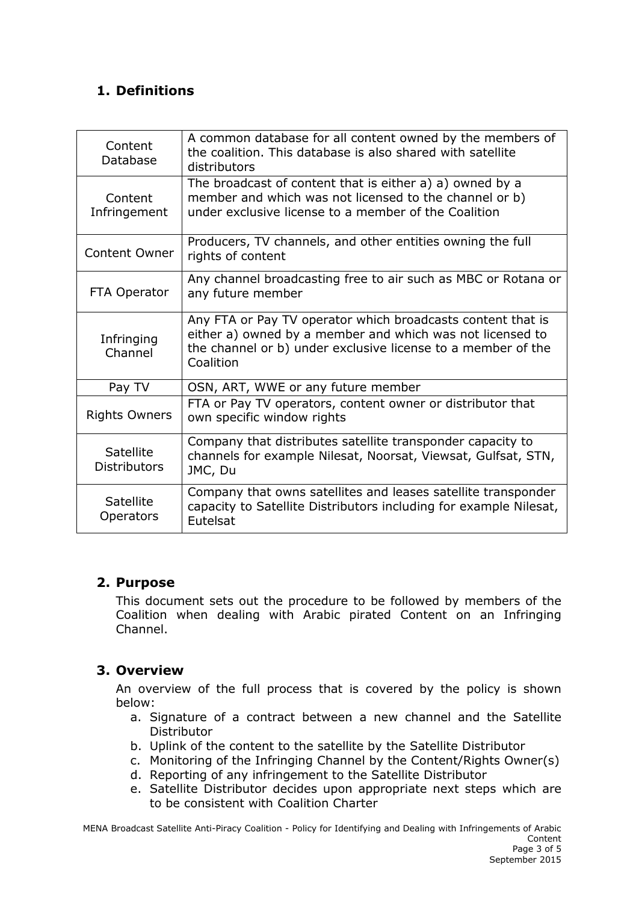## 1. Definitions

| | |
|---|---|
| Content Database | A common database for all content owned by the members of the coalition. This database is also shared with satellite distributors |
| Content Infringement | The broadcast of content that is either a) a) owned by a member and which was not licensed to the channel or b) under exclusive license to a member of the Coalition |
| Content Owner | Producers, TV channels, and other entities owning the full rights of content |
| FTA Operator | Any channel broadcasting free to air such as MBC or Rotana or any future member |
| Infringing Channel | Any FTA or Pay TV operator which broadcasts content that is either a) owned by a member and which was not licensed to the channel or b) under exclusive license to a member of the Coalition |
| Pay TV | OSN, ART, WWE or any future member |
| Rights Owners | FTA or Pay TV operators, content owner or distributor that own specific window rights |
| Satellite Distributors | Company that distributes satellite transponder capacity to channels for example Nilesat, Noorsat, Viewsat, Gulfsat, STN, JMC, Du |
| Satellite Operators | Company that owns satellites and leases satellite transponder capacity to Satellite Distributors including for example Nilesat, Eutelsat |

## 2. Purpose

This document sets out the procedure to be followed by members of the Coalition when dealing with Arabic pirated Content on an Infringing Channel.

## 3. Overview

An overview of the full process that is covered by the policy is shown below:

a. Signature of a contract between a new channel and the Satellite Distributor
b. Uplink of the content to the satellite by the Satellite Distributor
c. Monitoring of the Infringing Channel by the Content/Rights Owner(s)
d. Reporting of any infringement to the Satellite Distributor
e. Satellite Distributor decides upon appropriate next steps which are to be consistent with Coalition Charter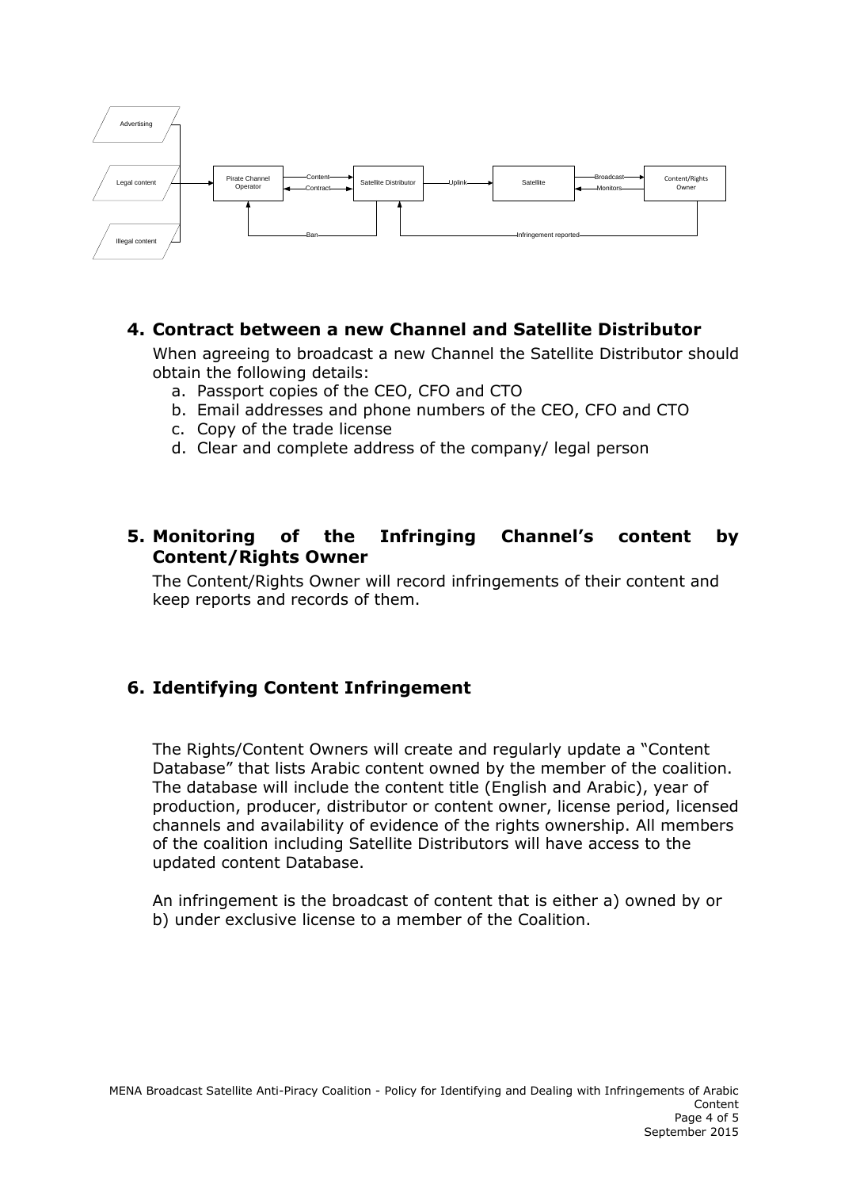## 4. Contract between a new Channel and Satellite Distributor

When agreeing to broadcast a new Channel the Satellite Distributor should obtain the following details:

a. Passport copies of the CEO, CFO and CTO
b. Email addresses and phone numbers of the CEO, CFO and CTO
c. Copy of the trade license
d. Clear and complete address of the company/ legal person

## 5. Monitoring of the Infringing Channel's content by Content/Rights Owner

The Content/Rights Owner will record infringements of their content and keep reports and records of them.

## 6. Identifying Content Infringement

The Rights/Content Owners will create and regularly update a "Content Database" that lists Arabic content owned by the member of the coalition. The database will include the content title (English and Arabic), year of production, producer, distributor or content owner, license period, licensed channels and availability of evidence of the rights ownership. All members of the coalition including Satellite Distributors will have access to the updated content Database.

An infringement is the broadcast of content that is either a) owned by or b) under exclusive license to a member of the Coalition.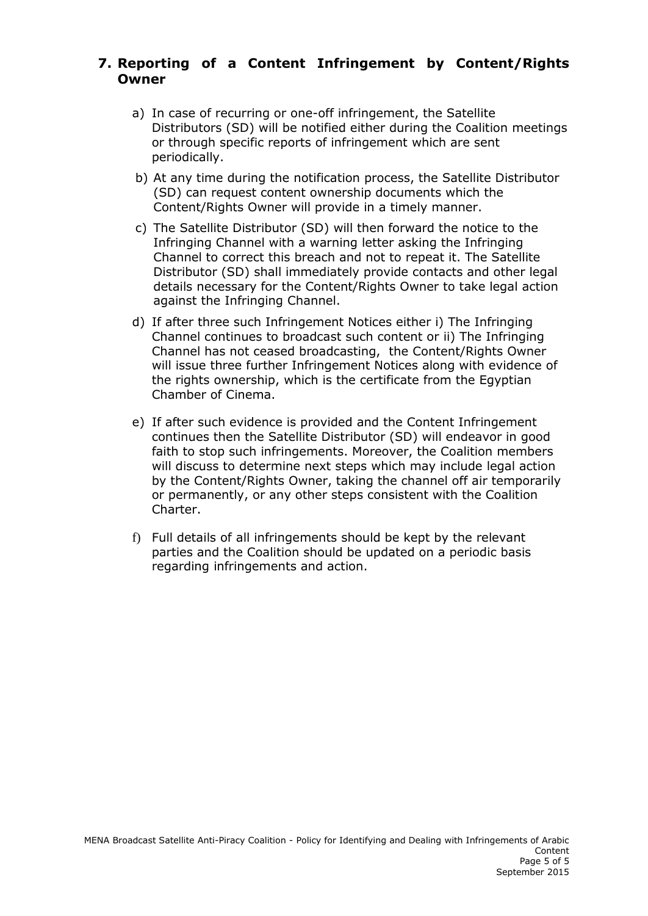## 7. Reporting of a Content Infringement by Content/Rights Owner

a) In case of recurring or one-off infringement, the Satellite Distributors (SD) will be notified either during the Coalition meetings or through specific reports of infringement which are sent periodically.

b) At any time during the notification process, the Satellite Distributor (SD) can request content ownership documents which the Content/Rights Owner will provide in a timely manner.

c) The Satellite Distributor (SD) will then forward the notice to the Infringing Channel with a warning letter asking the Infringing Channel to correct this breach and not to repeat it. The Satellite Distributor (SD) shall immediately provide contacts and other legal details necessary for the Content/Rights Owner to take legal action against the Infringing Channel.

d) If after three such Infringement Notices either i) The Infringing Channel continues to broadcast such content or ii) The Infringing Channel has not ceased broadcasting, the Content/Rights Owner will issue three further Infringement Notices along with evidence of the rights ownership, which is the certificate from the Egyptian Chamber of Cinema.

e) If after such evidence is provided and the Content Infringement continues then the Satellite Distributor (SD) will endeavor in good faith to stop such infringements. Moreover, the Coalition members will discuss to determine next steps which may include legal action by the Content/Rights Owner, taking the channel off air temporarily or permanently, or any other steps consistent with the Coalition Charter.

f) Full details of all infringements should be kept by the relevant parties and the Coalition should be updated on a periodic basis regarding infringements and action.